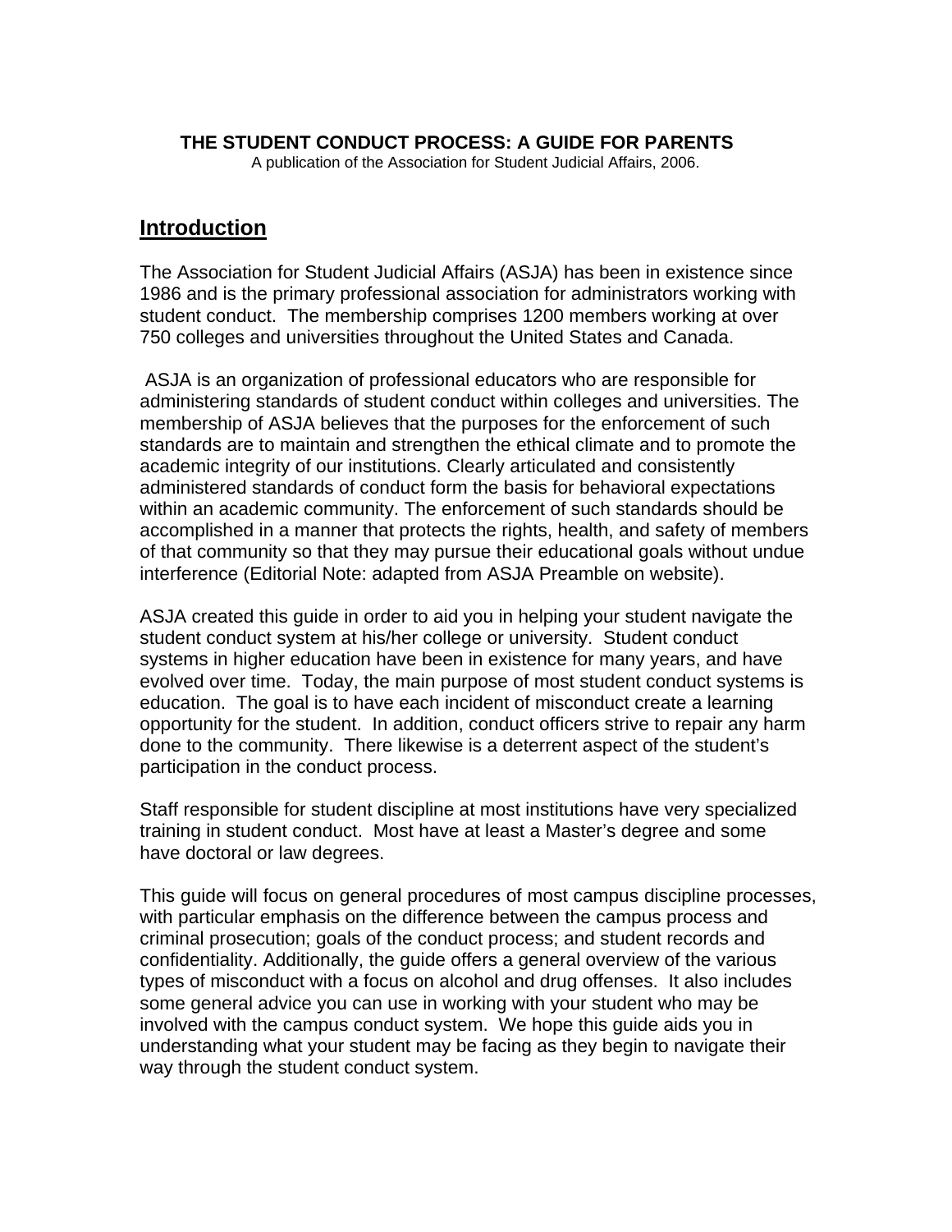# THE STUDENT CONDUCT PROCESS: A GUIDE FOR PARENTS

A publication of the Association for Student Judicial Affairs, 2006.

## Introduction

The Association for Student Judicial Affairs (ASJA) has been in existence since 1986 and is the primary professional association for administrators working with student conduct. The membership comprises 1200 members working at over 750 colleges and universities throughout the United States and Canada.

ASJA is an organization of professional educators who are responsible for administering standards of student conduct within colleges and universities. The membership of ASJA believes that the purposes for the enforcement of such standards are to maintain and strengthen the ethical climate and to promote the academic integrity of our institutions. Clearly articulated and consistently administered standards of conduct form the basis for behavioral expectations within an academic community. The enforcement of such standards should be accomplished in a manner that protects the rights, health, and safety of members of that community so that they may pursue their educational goals without undue interference (Editorial Note: adapted from ASJA Preamble on website).

ASJA created this guide in order to aid you in helping your student navigate the student conduct system at his/her college or university. Student conduct systems in higher education have been in existence for many years, and have evolved over time. Today, the main purpose of most student conduct systems is education. The goal is to have each incident of misconduct create a learning opportunity for the student. In addition, conduct officers strive to repair any harm done to the community. There likewise is a deterrent aspect of the student's participation in the conduct process.

Staff responsible for student discipline at most institutions have very specialized training in student conduct. Most have at least a Master's degree and some have doctoral or law degrees.

This guide will focus on general procedures of most campus discipline processes, with particular emphasis on the difference between the campus process and criminal prosecution; goals of the conduct process; and student records and confidentiality. Additionally, the guide offers a general overview of the various types of misconduct with a focus on alcohol and drug offenses. It also includes some general advice you can use in working with your student who may be involved with the campus conduct system. We hope this guide aids you in understanding what your student may be facing as they begin to navigate their way through the student conduct system.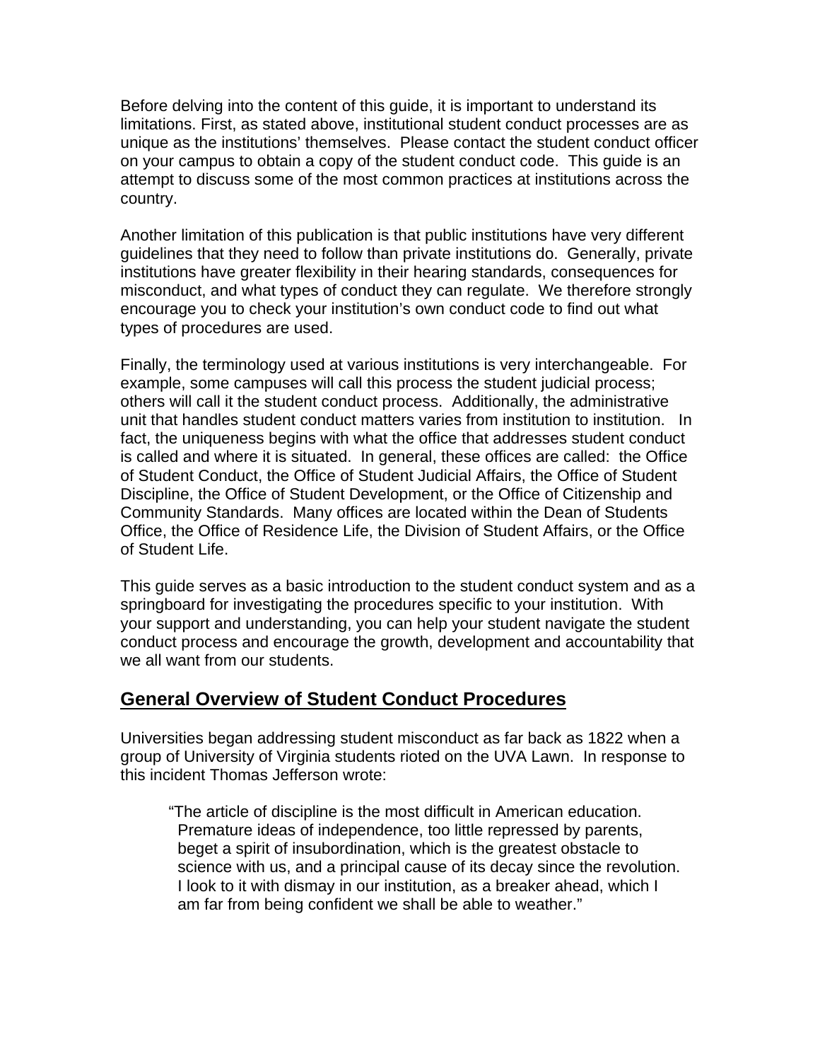Before delving into the content of this guide, it is important to understand its limitations. First, as stated above, institutional student conduct processes are as unique as the institutions' themselves. Please contact the student conduct officer on your campus to obtain a copy of the student conduct code. This guide is an attempt to discuss some of the most common practices at institutions across the country.

Another limitation of this publication is that public institutions have very different guidelines that they need to follow than private institutions do. Generally, private institutions have greater flexibility in their hearing standards, consequences for misconduct, and what types of conduct they can regulate. We therefore strongly encourage you to check your institution's own conduct code to find out what types of procedures are used.

Finally, the terminology used at various institutions is very interchangeable. For example, some campuses will call this process the student judicial process; others will call it the student conduct process. Additionally, the administrative unit that handles student conduct matters varies from institution to institution. In fact, the uniqueness begins with what the office that addresses student conduct is called and where it is situated. In general, these offices are called: the Office of Student Conduct, the Office of Student Judicial Affairs, the Office of Student Discipline, the Office of Student Development, or the Office of Citizenship and Community Standards. Many offices are located within the Dean of Students Office, the Office of Residence Life, the Division of Student Affairs, or the Office of Student Life.

This guide serves as a basic introduction to the student conduct system and as a springboard for investigating the procedures specific to your institution. With your support and understanding, you can help your student navigate the student conduct process and encourage the growth, development and accountability that we all want from our students.

## General Overview of Student Conduct Procedures

Universities began addressing student misconduct as far back as 1822 when a group of University of Virginia students rioted on the UVA Lawn. In response to this incident Thomas Jefferson wrote:

> "The article of discipline is the most difficult in American education. Premature ideas of independence, too little repressed by parents, beget a spirit of insubordination, which is the greatest obstacle to science with us, and a principal cause of its decay since the revolution. I look to it with dismay in our institution, as a breaker ahead, which I am far from being confident we shall be able to weather."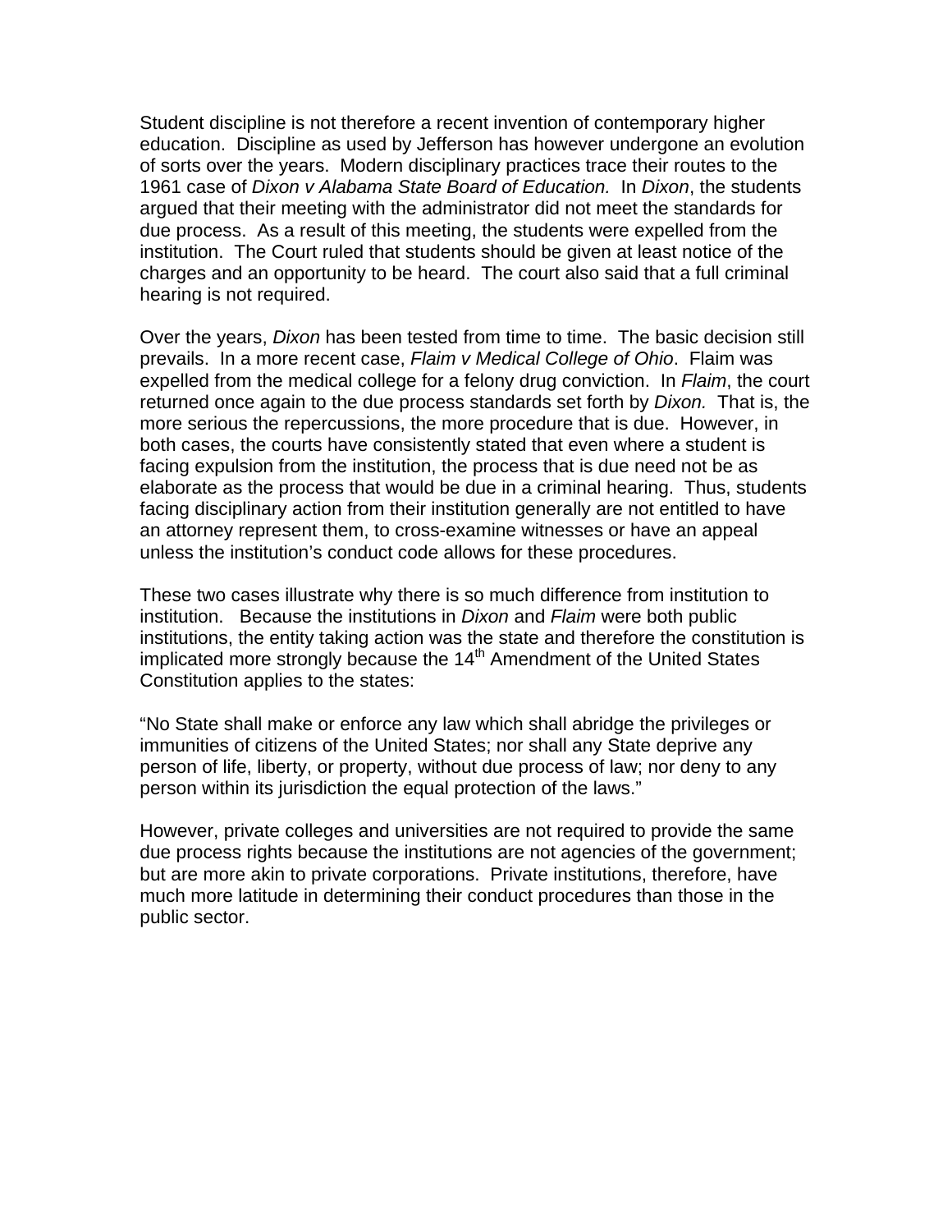Student discipline is not therefore a recent invention of contemporary higher education. Discipline as used by Jefferson has however undergone an evolution of sorts over the years. Modern disciplinary practices trace their routes to the 1961 case of *Dixon v Alabama State Board of Education.* In *Dixon*, the students argued that their meeting with the administrator did not meet the standards for due process. As a result of this meeting, the students were expelled from the institution. The Court ruled that students should be given at least notice of the charges and an opportunity to be heard. The court also said that a full criminal hearing is not required.

Over the years, *Dixon* has been tested from time to time. The basic decision still prevails. In a more recent case, *Flaim v Medical College of Ohio*. Flaim was expelled from the medical college for a felony drug conviction. In *Flaim*, the court returned once again to the due process standards set forth by *Dixon.* That is, the more serious the repercussions, the more procedure that is due. However, in both cases, the courts have consistently stated that even where a student is facing expulsion from the institution, the process that is due need not be as elaborate as the process that would be due in a criminal hearing. Thus, students facing disciplinary action from their institution generally are not entitled to have an attorney represent them, to cross-examine witnesses or have an appeal unless the institution's conduct code allows for these procedures.

These two cases illustrate why there is so much difference from institution to institution. Because the institutions in *Dixon* and *Flaim* were both public institutions, the entity taking action was the state and therefore the constitution is implicated more strongly because the 14th Amendment of the United States Constitution applies to the states:

"No State shall make or enforce any law which shall abridge the privileges or immunities of citizens of the United States; nor shall any State deprive any person of life, liberty, or property, without due process of law; nor deny to any person within its jurisdiction the equal protection of the laws."

However, private colleges and universities are not required to provide the same due process rights because the institutions are not agencies of the government; but are more akin to private corporations. Private institutions, therefore, have much more latitude in determining their conduct procedures than those in the public sector.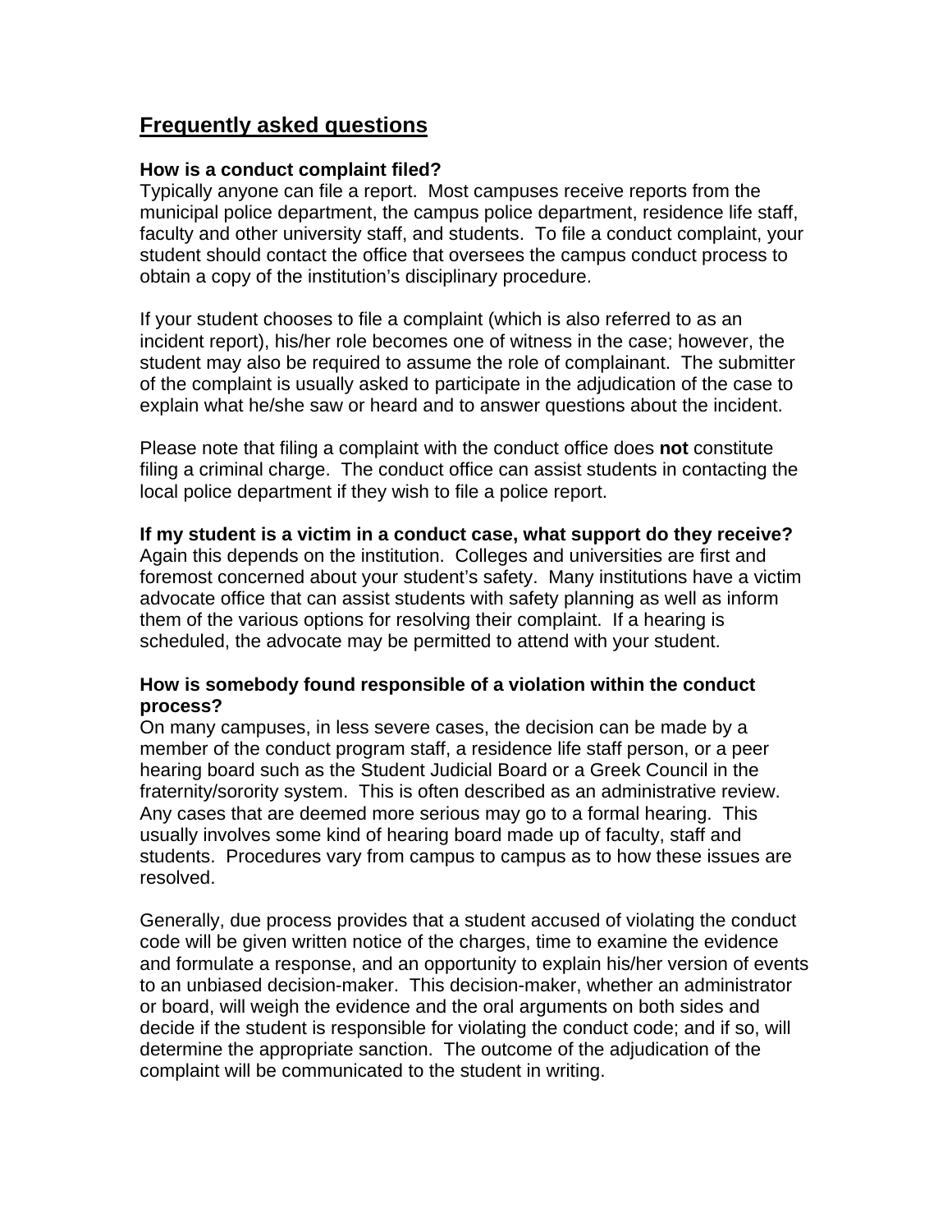## Frequently asked questions

**How is a conduct complaint filed?**
Typically anyone can file a report. Most campuses receive reports from the municipal police department, the campus police department, residence life staff, faculty and other university staff, and students. To file a conduct complaint, your student should contact the office that oversees the campus conduct process to obtain a copy of the institution's disciplinary procedure.

If your student chooses to file a complaint (which is also referred to as an incident report), his/her role becomes one of witness in the case; however, the student may also be required to assume the role of complainant. The submitter of the complaint is usually asked to participate in the adjudication of the case to explain what he/she saw or heard and to answer questions about the incident.

Please note that filing a complaint with the conduct office does **not** constitute filing a criminal charge. The conduct office can assist students in contacting the local police department if they wish to file a police report.

**If my student is a victim in a conduct case, what support do they receive?**
Again this depends on the institution. Colleges and universities are first and foremost concerned about your student's safety. Many institutions have a victim advocate office that can assist students with safety planning as well as inform them of the various options for resolving their complaint. If a hearing is scheduled, the advocate may be permitted to attend with your student.

**How is somebody found responsible of a violation within the conduct process?**
On many campuses, in less severe cases, the decision can be made by a member of the conduct program staff, a residence life staff person, or a peer hearing board such as the Student Judicial Board or a Greek Council in the fraternity/sorority system. This is often described as an administrative review. Any cases that are deemed more serious may go to a formal hearing. This usually involves some kind of hearing board made up of faculty, staff and students. Procedures vary from campus to campus as to how these issues are resolved.

Generally, due process provides that a student accused of violating the conduct code will be given written notice of the charges, time to examine the evidence and formulate a response, and an opportunity to explain his/her version of events to an unbiased decision-maker. This decision-maker, whether an administrator or board, will weigh the evidence and the oral arguments on both sides and decide if the student is responsible for violating the conduct code; and if so, will determine the appropriate sanction. The outcome of the adjudication of the complaint will be communicated to the student in writing.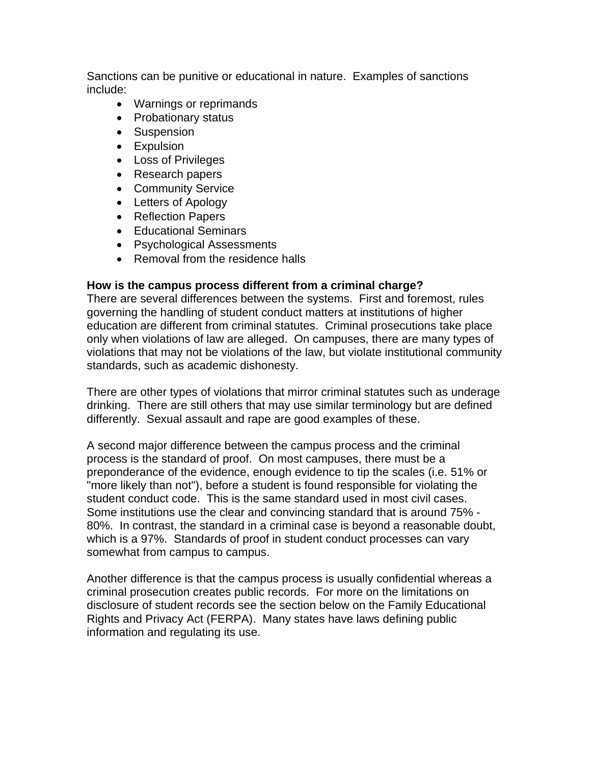Sanctions can be punitive or educational in nature. Examples of sanctions include:

- Warnings or reprimands
- Probationary status
- Suspension
- Expulsion
- Loss of Privileges
- Research papers
- Community Service
- Letters of Apology
- Reflection Papers
- Educational Seminars
- Psychological Assessments
- Removal from the residence halls

**How is the campus process different from a criminal charge?**

There are several differences between the systems. First and foremost, rules governing the handling of student conduct matters at institutions of higher education are different from criminal statutes. Criminal prosecutions take place only when violations of law are alleged. On campuses, there are many types of violations that may not be violations of the law, but violate institutional community standards, such as academic dishonesty.

There are other types of violations that mirror criminal statutes such as underage drinking. There are still others that may use similar terminology but are defined differently. Sexual assault and rape are good examples of these.

A second major difference between the campus process and the criminal process is the standard of proof. On most campuses, there must be a preponderance of the evidence, enough evidence to tip the scales (i.e. 51% or "more likely than not"), before a student is found responsible for violating the student conduct code. This is the same standard used in most civil cases. Some institutions use the clear and convincing standard that is around 75% - 80%. In contrast, the standard in a criminal case is beyond a reasonable doubt, which is a 97%. Standards of proof in student conduct processes can vary somewhat from campus to campus.

Another difference is that the campus process is usually confidential whereas a criminal prosecution creates public records. For more on the limitations on disclosure of student records see the section below on the Family Educational Rights and Privacy Act (FERPA). Many states have laws defining public information and regulating its use.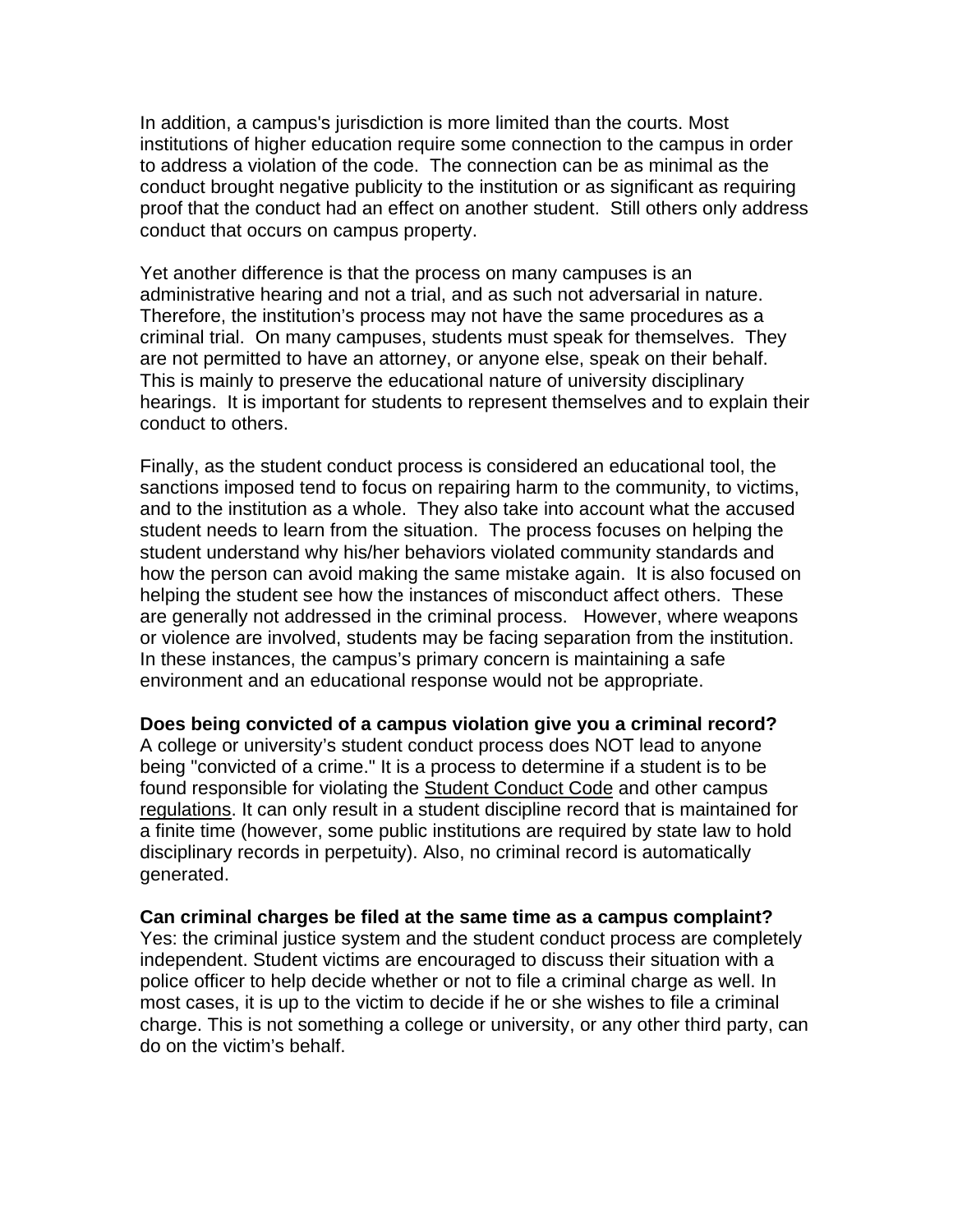In addition, a campus's jurisdiction is more limited than the courts. Most institutions of higher education require some connection to the campus in order to address a violation of the code. The connection can be as minimal as the conduct brought negative publicity to the institution or as significant as requiring proof that the conduct had an effect on another student. Still others only address conduct that occurs on campus property.

Yet another difference is that the process on many campuses is an administrative hearing and not a trial, and as such not adversarial in nature. Therefore, the institution's process may not have the same procedures as a criminal trial. On many campuses, students must speak for themselves. They are not permitted to have an attorney, or anyone else, speak on their behalf. This is mainly to preserve the educational nature of university disciplinary hearings. It is important for students to represent themselves and to explain their conduct to others.

Finally, as the student conduct process is considered an educational tool, the sanctions imposed tend to focus on repairing harm to the community, to victims, and to the institution as a whole. They also take into account what the accused student needs to learn from the situation. The process focuses on helping the student understand why his/her behaviors violated community standards and how the person can avoid making the same mistake again. It is also focused on helping the student see how the instances of misconduct affect others. These are generally not addressed in the criminal process. However, where weapons or violence are involved, students may be facing separation from the institution. In these instances, the campus's primary concern is maintaining a safe environment and an educational response would not be appropriate.

**Does being convicted of a campus violation give you a criminal record?**
A college or university's student conduct process does NOT lead to anyone being "convicted of a crime." It is a process to determine if a student is to be found responsible for violating the Student Conduct Code and other campus regulations. It can only result in a student discipline record that is maintained for a finite time (however, some public institutions are required by state law to hold disciplinary records in perpetuity). Also, no criminal record is automatically generated.

**Can criminal charges be filed at the same time as a campus complaint?**
Yes: the criminal justice system and the student conduct process are completely independent. Student victims are encouraged to discuss their situation with a police officer to help decide whether or not to file a criminal charge as well. In most cases, it is up to the victim to decide if he or she wishes to file a criminal charge. This is not something a college or university, or any other third party, can do on the victim's behalf.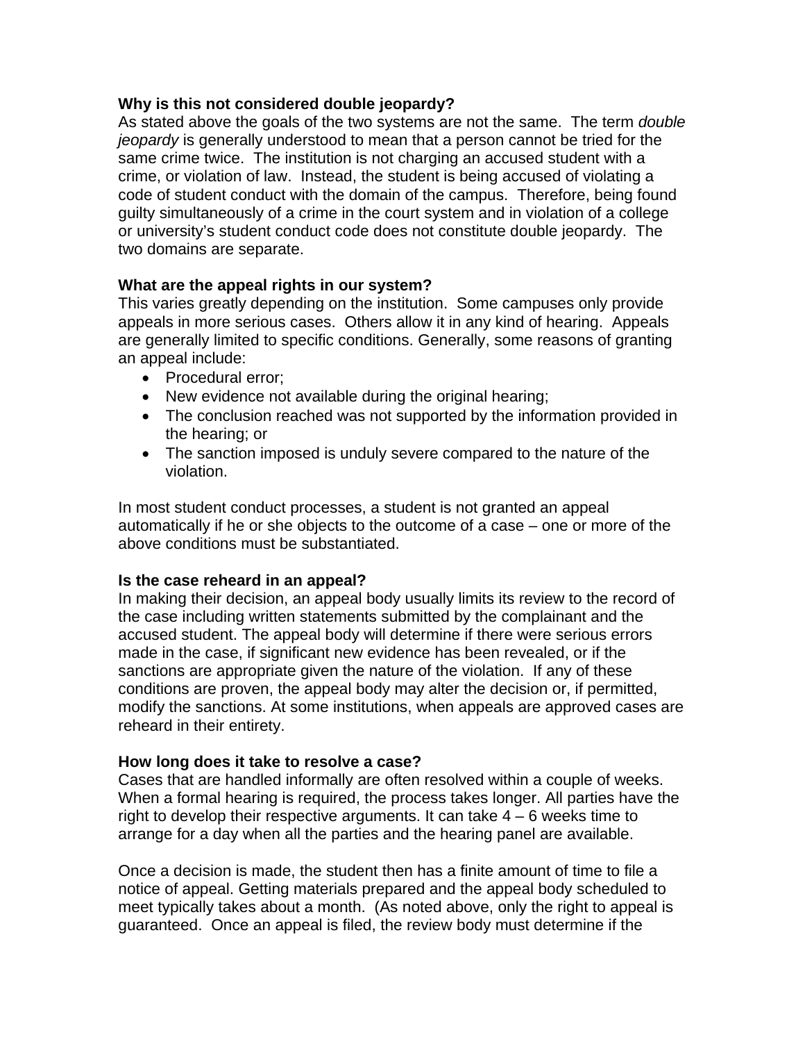**Why is this not considered double jeopardy?**
As stated above the goals of the two systems are not the same. The term *double jeopardy* is generally understood to mean that a person cannot be tried for the same crime twice. The institution is not charging an accused student with a crime, or violation of law. Instead, the student is being accused of violating a code of student conduct with the domain of the campus. Therefore, being found guilty simultaneously of a crime in the court system and in violation of a college or university's student conduct code does not constitute double jeopardy. The two domains are separate.

**What are the appeal rights in our system?**
This varies greatly depending on the institution. Some campuses only provide appeals in more serious cases. Others allow it in any kind of hearing. Appeals are generally limited to specific conditions. Generally, some reasons of granting an appeal include:

- Procedural error;
- New evidence not available during the original hearing;
- The conclusion reached was not supported by the information provided in the hearing; or
- The sanction imposed is unduly severe compared to the nature of the violation.

In most student conduct processes, a student is not granted an appeal automatically if he or she objects to the outcome of a case – one or more of the above conditions must be substantiated.

**Is the case reheard in an appeal?**
In making their decision, an appeal body usually limits its review to the record of the case including written statements submitted by the complainant and the accused student. The appeal body will determine if there were serious errors made in the case, if significant new evidence has been revealed, or if the sanctions are appropriate given the nature of the violation. If any of these conditions are proven, the appeal body may alter the decision or, if permitted, modify the sanctions. At some institutions, when appeals are approved cases are reheard in their entirety.

**How long does it take to resolve a case?**
Cases that are handled informally are often resolved within a couple of weeks. When a formal hearing is required, the process takes longer. All parties have the right to develop their respective arguments. It can take 4 – 6 weeks time to arrange for a day when all the parties and the hearing panel are available.

Once a decision is made, the student then has a finite amount of time to file a notice of appeal. Getting materials prepared and the appeal body scheduled to meet typically takes about a month. (As noted above, only the right to appeal is guaranteed. Once an appeal is filed, the review body must determine if the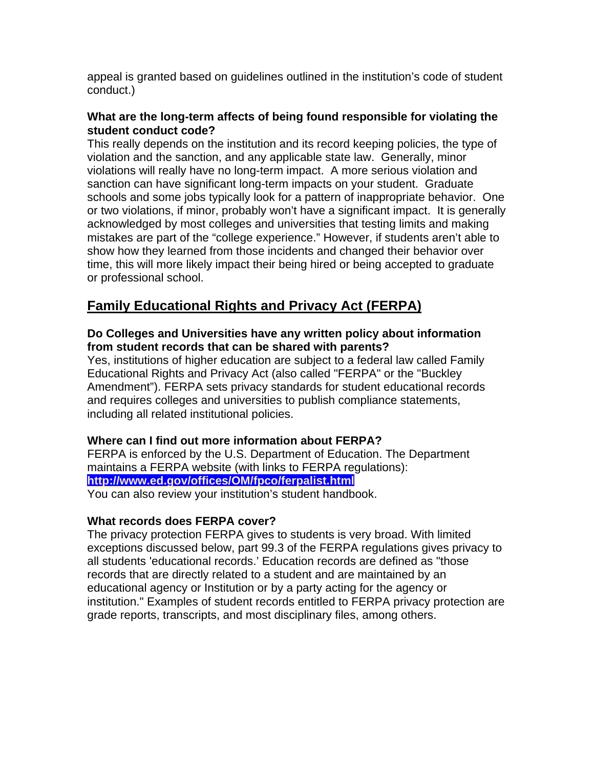appeal is granted based on guidelines outlined in the institution's code of student conduct.)

**What are the long-term affects of being found responsible for violating the student conduct code?**

This really depends on the institution and its record keeping policies, the type of violation and the sanction, and any applicable state law. Generally, minor violations will really have no long-term impact. A more serious violation and sanction can have significant long-term impacts on your student. Graduate schools and some jobs typically look for a pattern of inappropriate behavior. One or two violations, if minor, probably won't have a significant impact. It is generally acknowledged by most colleges and universities that testing limits and making mistakes are part of the "college experience." However, if students aren't able to show how they learned from those incidents and changed their behavior over time, this will more likely impact their being hired or being accepted to graduate or professional school.

## Family Educational Rights and Privacy Act (FERPA)

**Do Colleges and Universities have any written policy about information from student records that can be shared with parents?**

Yes, institutions of higher education are subject to a federal law called Family Educational Rights and Privacy Act (also called "FERPA" or the "Buckley Amendment"). FERPA sets privacy standards for student educational records and requires colleges and universities to publish compliance statements, including all related institutional policies.

**Where can I find out more information about FERPA?**

FERPA is enforced by the U.S. Department of Education. The Department maintains a FERPA website (with links to FERPA regulations):
**http://www.ed.gov/offices/OM/fpco/ferpalist.html**
You can also review your institution's student handbook.

**What records does FERPA cover?**

The privacy protection FERPA gives to students is very broad. With limited exceptions discussed below, part 99.3 of the FERPA regulations gives privacy to all students 'educational records.' Education records are defined as "those records that are directly related to a student and are maintained by an educational agency or Institution or by a party acting for the agency or institution." Examples of student records entitled to FERPA privacy protection are grade reports, transcripts, and most disciplinary files, among others.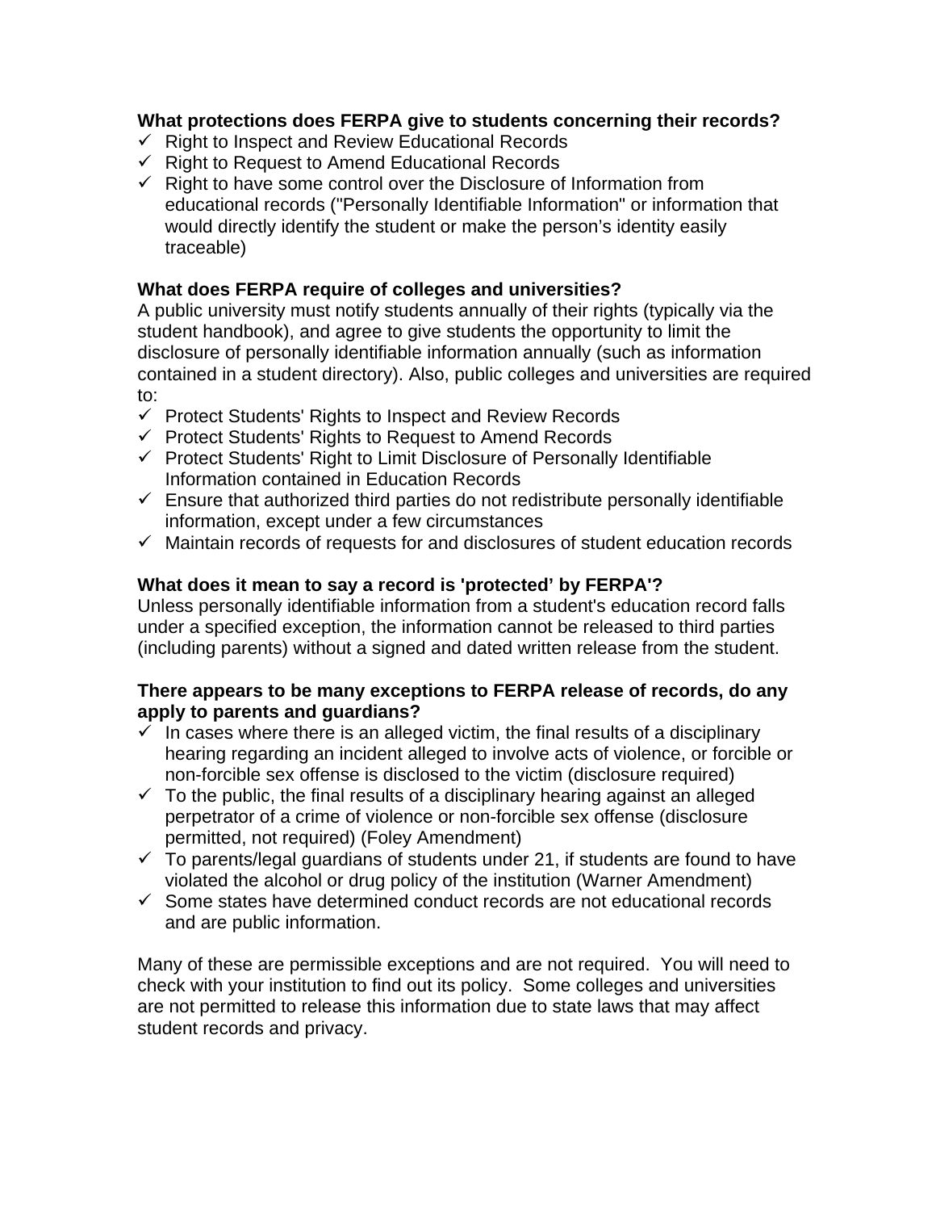**What protections does FERPA give to students concerning their records?**

- ✓ Right to Inspect and Review Educational Records
- ✓ Right to Request to Amend Educational Records
- ✓ Right to have some control over the Disclosure of Information from educational records ("Personally Identifiable Information" or information that would directly identify the student or make the person's identity easily traceable)

**What does FERPA require of colleges and universities?**

A public university must notify students annually of their rights (typically via the student handbook), and agree to give students the opportunity to limit the disclosure of personally identifiable information annually (such as information contained in a student directory). Also, public colleges and universities are required to:

- ✓ Protect Students' Rights to Inspect and Review Records
- ✓ Protect Students' Rights to Request to Amend Records
- ✓ Protect Students' Right to Limit Disclosure of Personally Identifiable Information contained in Education Records
- ✓ Ensure that authorized third parties do not redistribute personally identifiable information, except under a few circumstances
- ✓ Maintain records of requests for and disclosures of student education records

**What does it mean to say a record is 'protected' by FERPA'?**

Unless personally identifiable information from a student's education record falls under a specified exception, the information cannot be released to third parties (including parents) without a signed and dated written release from the student.

**There appears to be many exceptions to FERPA release of records, do any apply to parents and guardians?**

- ✓ In cases where there is an alleged victim, the final results of a disciplinary hearing regarding an incident alleged to involve acts of violence, or forcible or non-forcible sex offense is disclosed to the victim (disclosure required)
- ✓ To the public, the final results of a disciplinary hearing against an alleged perpetrator of a crime of violence or non-forcible sex offense (disclosure permitted, not required) (Foley Amendment)
- ✓ To parents/legal guardians of students under 21, if students are found to have violated the alcohol or drug policy of the institution (Warner Amendment)
- ✓ Some states have determined conduct records are not educational records and are public information.

Many of these are permissible exceptions and are not required. You will need to check with your institution to find out its policy. Some colleges and universities are not permitted to release this information due to state laws that may affect student records and privacy.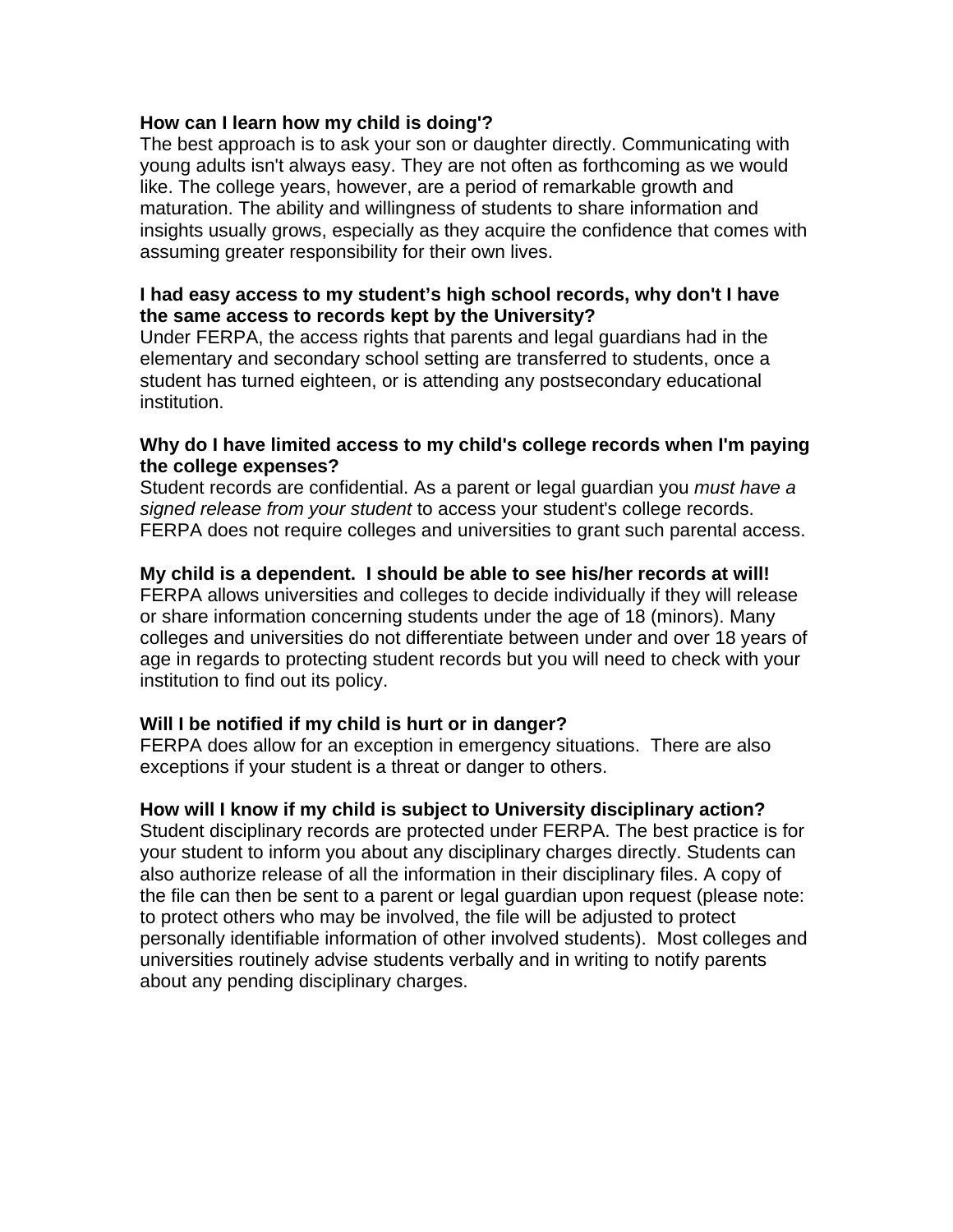**How can I learn how my child is doing'?**

The best approach is to ask your son or daughter directly. Communicating with young adults isn't always easy. They are not often as forthcoming as we would like. The college years, however, are a period of remarkable growth and maturation. The ability and willingness of students to share information and insights usually grows, especially as they acquire the confidence that comes with assuming greater responsibility for their own lives.

**I had easy access to my student's high school records, why don't I have the same access to records kept by the University?**

Under FERPA, the access rights that parents and legal guardians had in the elementary and secondary school setting are transferred to students, once a student has turned eighteen, or is attending any postsecondary educational institution.

**Why do I have limited access to my child's college records when I'm paying the college expenses?**

Student records are confidential. As a parent or legal guardian you *must have a signed release from your student* to access your student's college records. FERPA does not require colleges and universities to grant such parental access.

**My child is a dependent. I should be able to see his/her records at will!**

FERPA allows universities and colleges to decide individually if they will release or share information concerning students under the age of 18 (minors). Many colleges and universities do not differentiate between under and over 18 years of age in regards to protecting student records but you will need to check with your institution to find out its policy.

**Will I be notified if my child is hurt or in danger?**

FERPA does allow for an exception in emergency situations. There are also exceptions if your student is a threat or danger to others.

**How will I know if my child is subject to University disciplinary action?**

Student disciplinary records are protected under FERPA. The best practice is for your student to inform you about any disciplinary charges directly. Students can also authorize release of all the information in their disciplinary files. A copy of the file can then be sent to a parent or legal guardian upon request (please note: to protect others who may be involved, the file will be adjusted to protect personally identifiable information of other involved students). Most colleges and universities routinely advise students verbally and in writing to notify parents about any pending disciplinary charges.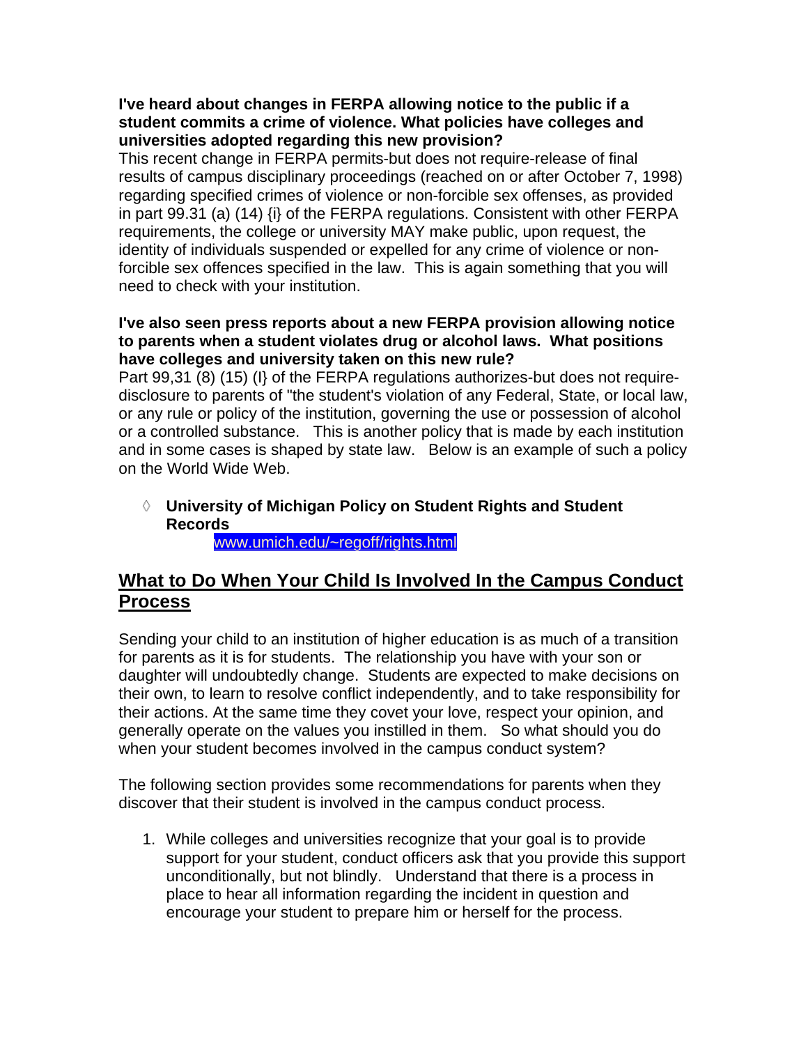**I've heard about changes in FERPA allowing notice to the public if a student commits a crime of violence. What policies have colleges and universities adopted regarding this new provision?**

This recent change in FERPA permits-but does not require-release of final results of campus disciplinary proceedings (reached on or after October 7, 1998) regarding specified crimes of violence or non-forcible sex offenses, as provided in part 99.31 (a) (14) {i} of the FERPA regulations. Consistent with other FERPA requirements, the college or university MAY make public, upon request, the identity of individuals suspended or expelled for any crime of violence or non-forcible sex offences specified in the law. This is again something that you will need to check with your institution.

**I've also seen press reports about a new FERPA provision allowing notice to parents when a student violates drug or alcohol laws. What positions have colleges and university taken on this new rule?**

Part 99,31 (8) (15) (I} of the FERPA regulations authorizes-but does not require-disclosure to parents of "the student's violation of any Federal, State, or local law, or any rule or policy of the institution, governing the use or possession of alcohol or a controlled substance. This is another policy that is made by each institution and in some cases is shaped by state law. Below is an example of such a policy on the World Wide Web.

- **University of Michigan Policy on Student Rights and Student Records**
  www.umich.edu/~regoff/rights.html

## What to Do When Your Child Is Involved In the Campus Conduct Process

Sending your child to an institution of higher education is as much of a transition for parents as it is for students. The relationship you have with your son or daughter will undoubtedly change. Students are expected to make decisions on their own, to learn to resolve conflict independently, and to take responsibility for their actions. At the same time they covet your love, respect your opinion, and generally operate on the values you instilled in them. So what should you do when your student becomes involved in the campus conduct system?

The following section provides some recommendations for parents when they discover that their student is involved in the campus conduct process.

1. While colleges and universities recognize that your goal is to provide support for your student, conduct officers ask that you provide this support unconditionally, but not blindly. Understand that there is a process in place to hear all information regarding the incident in question and encourage your student to prepare him or herself for the process.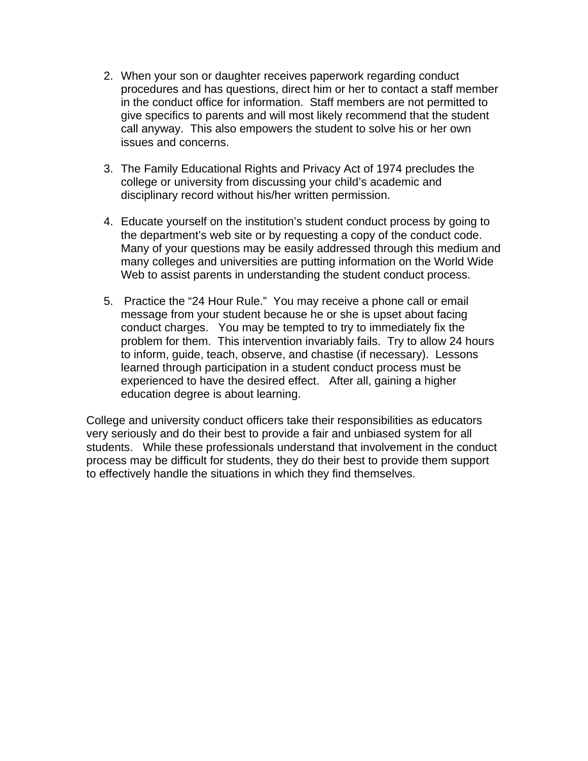2. When your son or daughter receives paperwork regarding conduct procedures and has questions, direct him or her to contact a staff member in the conduct office for information. Staff members are not permitted to give specifics to parents and will most likely recommend that the student call anyway. This also empowers the student to solve his or her own issues and concerns.

3. The Family Educational Rights and Privacy Act of 1974 precludes the college or university from discussing your child's academic and disciplinary record without his/her written permission.

4. Educate yourself on the institution's student conduct process by going to the department's web site or by requesting a copy of the conduct code. Many of your questions may be easily addressed through this medium and many colleges and universities are putting information on the World Wide Web to assist parents in understanding the student conduct process.

5. Practice the "24 Hour Rule." You may receive a phone call or email message from your student because he or she is upset about facing conduct charges. You may be tempted to try to immediately fix the problem for them. This intervention invariably fails. Try to allow 24 hours to inform, guide, teach, observe, and chastise (if necessary). Lessons learned through participation in a student conduct process must be experienced to have the desired effect. After all, gaining a higher education degree is about learning.

College and university conduct officers take their responsibilities as educators very seriously and do their best to provide a fair and unbiased system for all students. While these professionals understand that involvement in the conduct process may be difficult for students, they do their best to provide them support to effectively handle the situations in which they find themselves.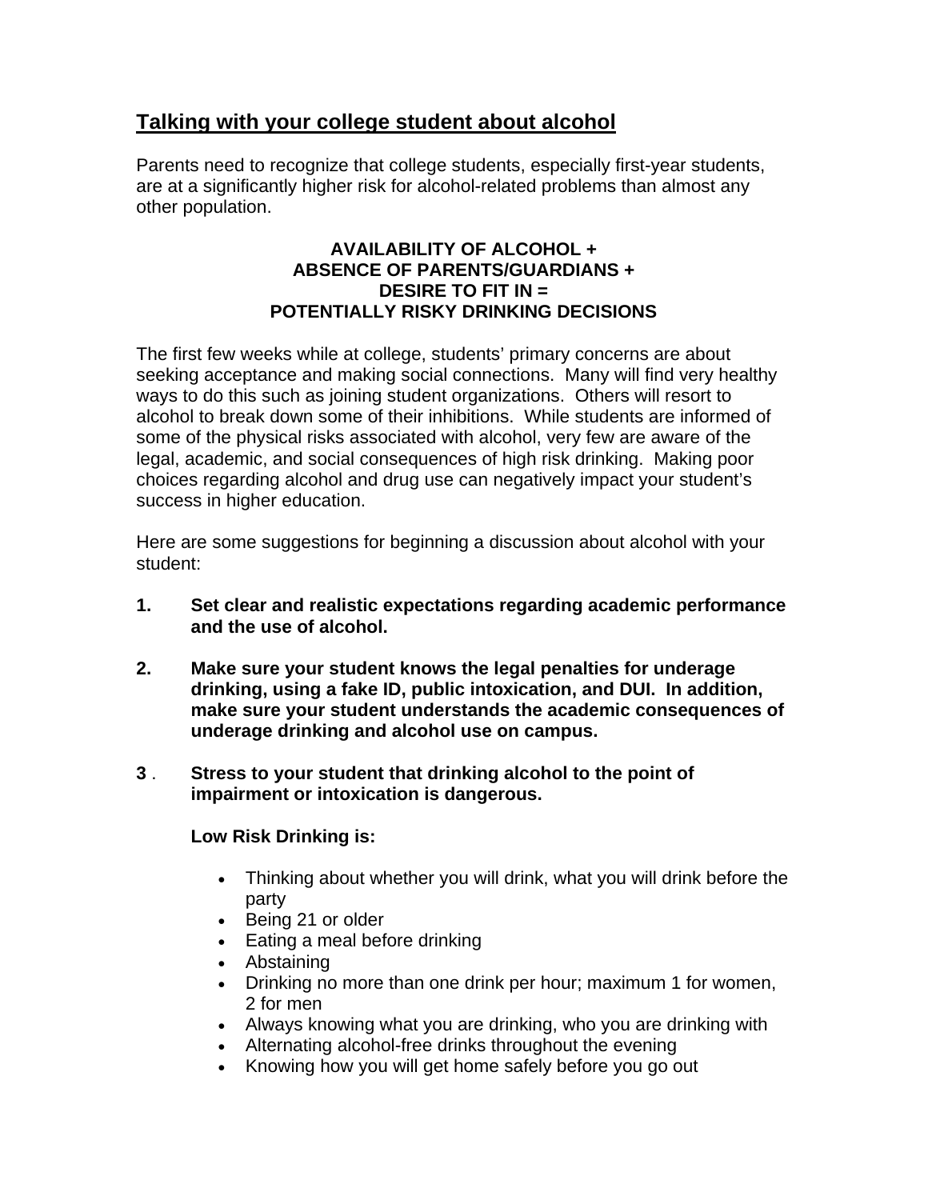## Talking with your college student about alcohol

Parents need to recognize that college students, especially first-year students, are at a significantly higher risk for alcohol-related problems than almost any other population.

**AVAILABILITY OF ALCOHOL +**
**ABSENCE OF PARENTS/GUARDIANS +**
**DESIRE TO FIT IN =**
**POTENTIALLY RISKY DRINKING DECISIONS**

The first few weeks while at college, students' primary concerns are about seeking acceptance and making social connections. Many will find very healthy ways to do this such as joining student organizations. Others will resort to alcohol to break down some of their inhibitions. While students are informed of some of the physical risks associated with alcohol, very few are aware of the legal, academic, and social consequences of high risk drinking. Making poor choices regarding alcohol and drug use can negatively impact your student's success in higher education.

Here are some suggestions for beginning a discussion about alcohol with your student:

1. **Set clear and realistic expectations regarding academic performance and the use of alcohol.**

2. **Make sure your student knows the legal penalties for underage drinking, using a fake ID, public intoxication, and DUI. In addition, make sure your student understands the academic consequences of underage drinking and alcohol use on campus.**

3. **Stress to your student that drinking alcohol to the point of impairment or intoxication is dangerous.**

   **Low Risk Drinking is:**

   - Thinking about whether you will drink, what you will drink before the party
   - Being 21 or older
   - Eating a meal before drinking
   - Abstaining
   - Drinking no more than one drink per hour; maximum 1 for women, 2 for men
   - Always knowing what you are drinking, who you are drinking with
   - Alternating alcohol-free drinks throughout the evening
   - Knowing how you will get home safely before you go out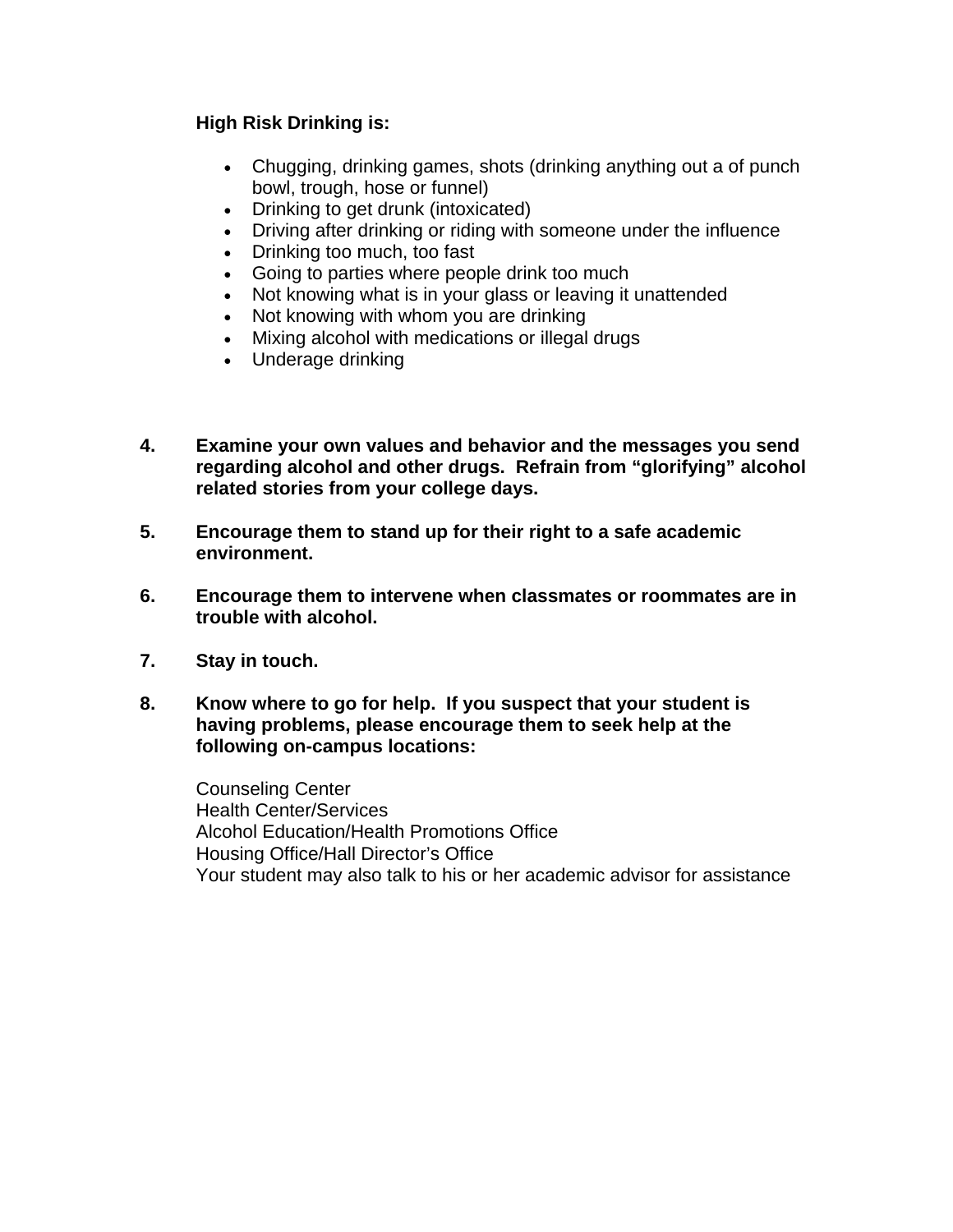**High Risk Drinking is:**

- Chugging, drinking games, shots (drinking anything out a of punch bowl, trough, hose or funnel)
- Drinking to get drunk (intoxicated)
- Driving after drinking or riding with someone under the influence
- Drinking too much, too fast
- Going to parties where people drink too much
- Not knowing what is in your glass or leaving it unattended
- Not knowing with whom you are drinking
- Mixing alcohol with medications or illegal drugs
- Underage drinking

4. **Examine your own values and behavior and the messages you send regarding alcohol and other drugs. Refrain from "glorifying" alcohol related stories from your college days.**

5. **Encourage them to stand up for their right to a safe academic environment.**

6. **Encourage them to intervene when classmates or roommates are in trouble with alcohol.**

7. **Stay in touch.**

8. **Know where to go for help. If you suspect that your student is having problems, please encourage them to seek help at the following on-campus locations:**

   Counseling Center
   Health Center/Services
   Alcohol Education/Health Promotions Office
   Housing Office/Hall Director's Office
   Your student may also talk to his or her academic advisor for assistance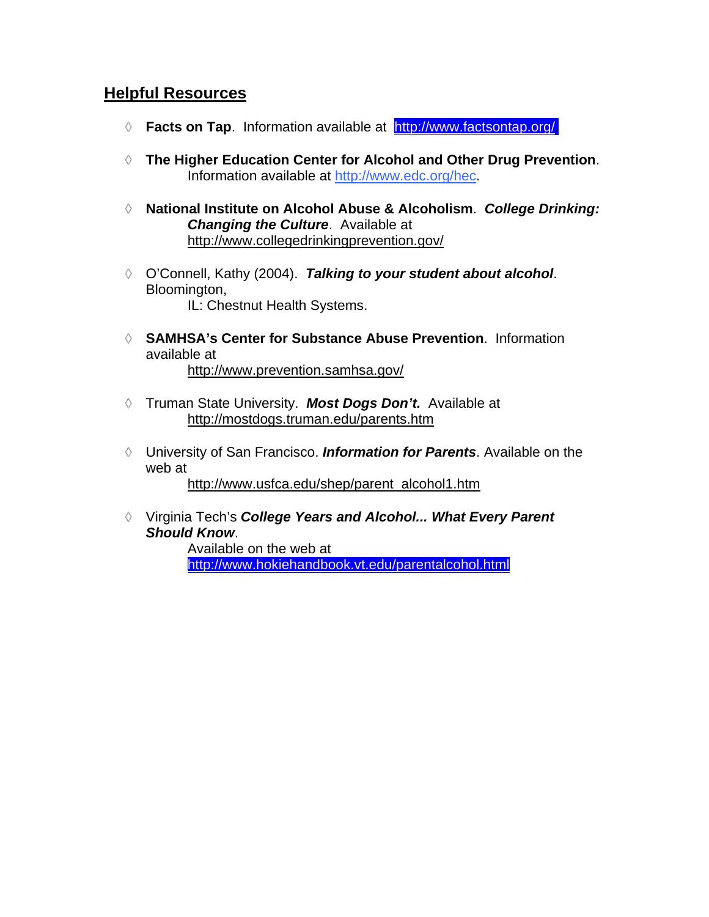## Helpful Resources

- **Facts on Tap**. Information available at http://www.factsontap.org/
- **The Higher Education Center for Alcohol and Other Drug Prevention**. Information available at http://www.edc.org/hec.
- **National Institute on Alcohol Abuse & Alcoholism**. ***College Drinking: Changing the Culture***. Available at http://www.collegedrinkingprevention.gov/
- O'Connell, Kathy (2004). ***Talking to your student about alcohol***. Bloomington, IL: Chestnut Health Systems.
- **SAMHSA's Center for Substance Abuse Prevention**. Information available at http://www.prevention.samhsa.gov/
- Truman State University. ***Most Dogs Don't.*** Available at http://mostdogs.truman.edu/parents.htm
- University of San Francisco. ***Information for Parents***. Available on the web at http://www.usfca.edu/shep/parent_alcohol1.htm
- Virginia Tech's ***College Years and Alcohol... What Every Parent Should Know***. Available on the web at http://www.hokiehandbook.vt.edu/parentalcohol.html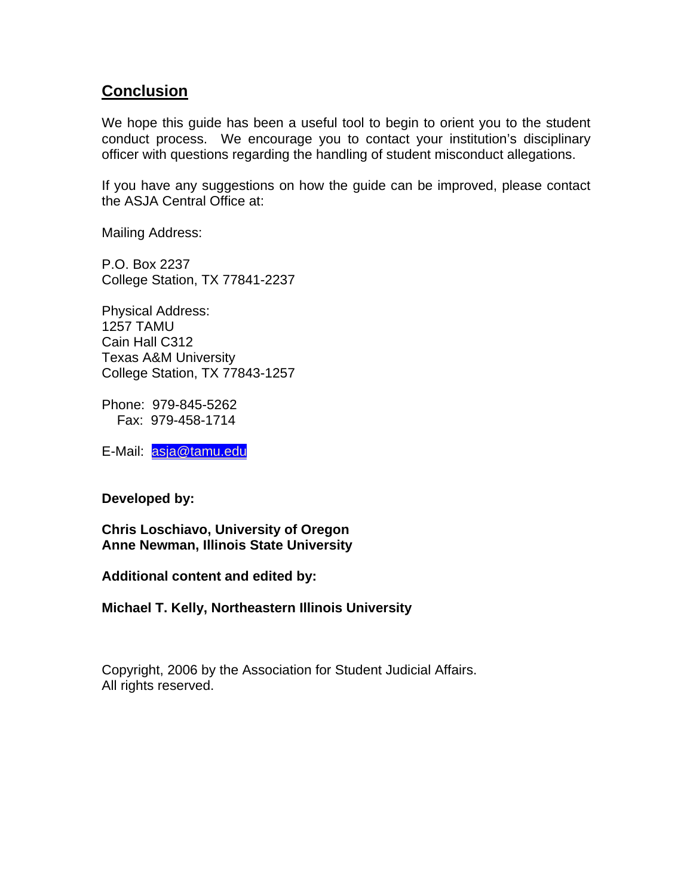## Conclusion

We hope this guide has been a useful tool to begin to orient you to the student conduct process. We encourage you to contact your institution's disciplinary officer with questions regarding the handling of student misconduct allegations.

If you have any suggestions on how the guide can be improved, please contact the ASJA Central Office at:

Mailing Address:

P.O. Box 2237
College Station, TX 77841-2237

Physical Address:
1257 TAMU
Cain Hall C312
Texas A&M University
College Station, TX 77843-1257

Phone: 979-845-5262
Fax: 979-458-1714

E-Mail: asja@tamu.edu

**Developed by:**

**Chris Loschiavo, University of Oregon**
**Anne Newman, Illinois State University**

**Additional content and edited by:**

**Michael T. Kelly, Northeastern Illinois University**

Copyright, 2006 by the Association for Student Judicial Affairs.
All rights reserved.